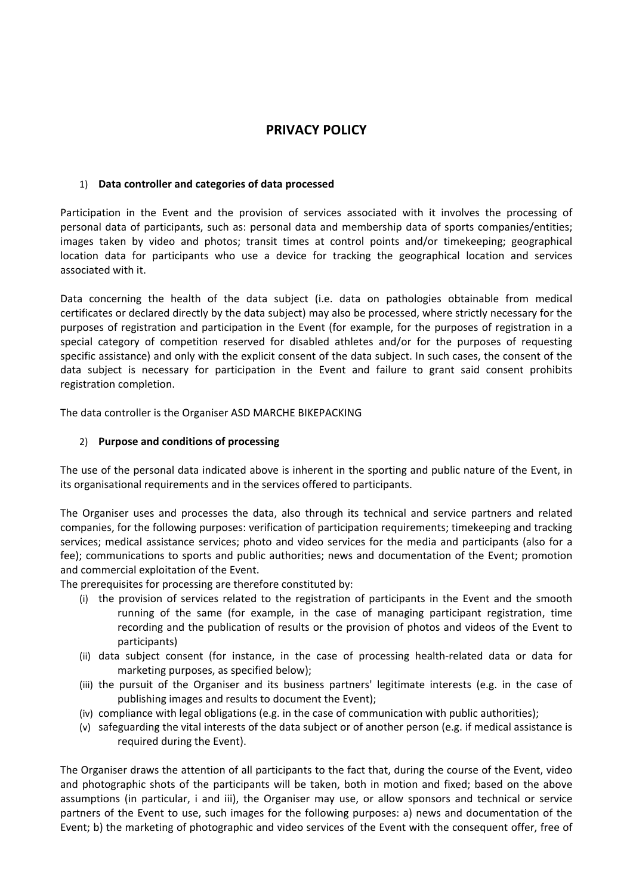# PRIVACY POLICY

1) **Data controller and categories of data processed**

Participation in the Event and the provision of services associated with it involves the processing of personal data of participants, such as: personal data and membership data of sports companies/entities; images taken by video and photos; transit times at control points and/or timekeeping; geographical location data for participants who use a device for tracking the geographical location and services associated with it.

Data concerning the health of the data subject (i.e. data on pathologies obtainable from medical certificates or declared directly by the data subject) may also be processed, where strictly necessary for the purposes of registration and participation in the Event (for example, for the purposes of registration in a special category of competition reserved for disabled athletes and/or for the purposes of requesting specific assistance) and only with the explicit consent of the data subject. In such cases, the consent of the data subject is necessary for participation in the Event and failure to grant said consent prohibits registration completion.

The data controller is the Organiser ASD MARCHE BIKEPACKING

2) **Purpose and conditions of processing**

The use of the personal data indicated above is inherent in the sporting and public nature of the Event, in its organisational requirements and in the services offered to participants.

The Organiser uses and processes the data, also through its technical and service partners and related companies, for the following purposes: verification of participation requirements; timekeeping and tracking services; medical assistance services; photo and video services for the media and participants (also for a fee); communications to sports and public authorities; news and documentation of the Event; promotion and commercial exploitation of the Event.

The prerequisites for processing are therefore constituted by:

- (i) the provision of services related to the registration of participants in the Event and the smooth running of the same (for example, in the case of managing participant registration, time recording and the publication of results or the provision of photos and videos of the Event to participants)
- (ii) data subject consent (for instance, in the case of processing health-related data or data for marketing purposes, as specified below);
- (iii) the pursuit of the Organiser and its business partners' legitimate interests (e.g. in the case of publishing images and results to document the Event);
- (iv) compliance with legal obligations (e.g. in the case of communication with public authorities);
- (v) safeguarding the vital interests of the data subject or of another person (e.g. if medical assistance is required during the Event).

The Organiser draws the attention of all participants to the fact that, during the course of the Event, video and photographic shots of the participants will be taken, both in motion and fixed; based on the above assumptions (in particular, i and iii), the Organiser may use, or allow sponsors and technical or service partners of the Event to use, such images for the following purposes: a) news and documentation of the Event; b) the marketing of photographic and video services of the Event with the consequent offer, free of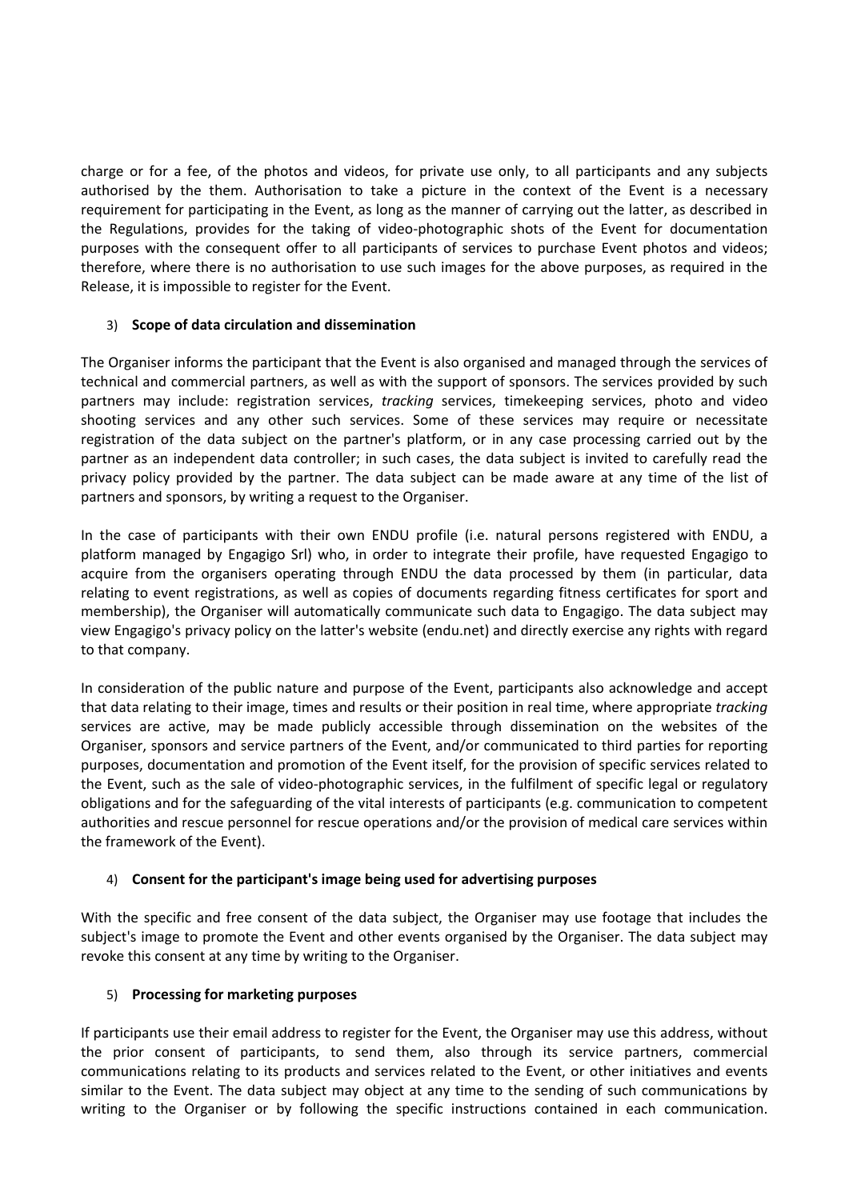charge or for a fee, of the photos and videos, for private use only, to all participants and any subjects authorised by the them. Authorisation to take a picture in the context of the Event is a necessary requirement for participating in the Event, as long as the manner of carrying out the latter, as described in the Regulations, provides for the taking of video-photographic shots of the Event for documentation purposes with the consequent offer to all participants of services to purchase Event photos and videos; therefore, where there is no authorisation to use such images for the above purposes, as required in the Release, it is impossible to register for the Event.

3) **Scope of data circulation and dissemination**

The Organiser informs the participant that the Event is also organised and managed through the services of technical and commercial partners, as well as with the support of sponsors. The services provided by such partners may include: registration services, *tracking* services, timekeeping services, photo and video shooting services and any other such services. Some of these services may require or necessitate registration of the data subject on the partner's platform, or in any case processing carried out by the partner as an independent data controller; in such cases, the data subject is invited to carefully read the privacy policy provided by the partner. The data subject can be made aware at any time of the list of partners and sponsors, by writing a request to the Organiser.

In the case of participants with their own ENDU profile (i.e. natural persons registered with ENDU, a platform managed by Engagigo Srl) who, in order to integrate their profile, have requested Engagigo to acquire from the organisers operating through ENDU the data processed by them (in particular, data relating to event registrations, as well as copies of documents regarding fitness certificates for sport and membership), the Organiser will automatically communicate such data to Engagigo. The data subject may view Engagigo's privacy policy on the latter's website (endu.net) and directly exercise any rights with regard to that company.

In consideration of the public nature and purpose of the Event, participants also acknowledge and accept that data relating to their image, times and results or their position in real time, where appropriate *tracking* services are active, may be made publicly accessible through dissemination on the websites of the Organiser, sponsors and service partners of the Event, and/or communicated to third parties for reporting purposes, documentation and promotion of the Event itself, for the provision of specific services related to the Event, such as the sale of video-photographic services, in the fulfilment of specific legal or regulatory obligations and for the safeguarding of the vital interests of participants (e.g. communication to competent authorities and rescue personnel for rescue operations and/or the provision of medical care services within the framework of the Event).

4) **Consent for the participant's image being used for advertising purposes**

With the specific and free consent of the data subject, the Organiser may use footage that includes the subject's image to promote the Event and other events organised by the Organiser. The data subject may revoke this consent at any time by writing to the Organiser.

5) **Processing for marketing purposes**

If participants use their email address to register for the Event, the Organiser may use this address, without the prior consent of participants, to send them, also through its service partners, commercial communications relating to its products and services related to the Event, or other initiatives and events similar to the Event. The data subject may object at any time to the sending of such communications by writing to the Organiser or by following the specific instructions contained in each communication.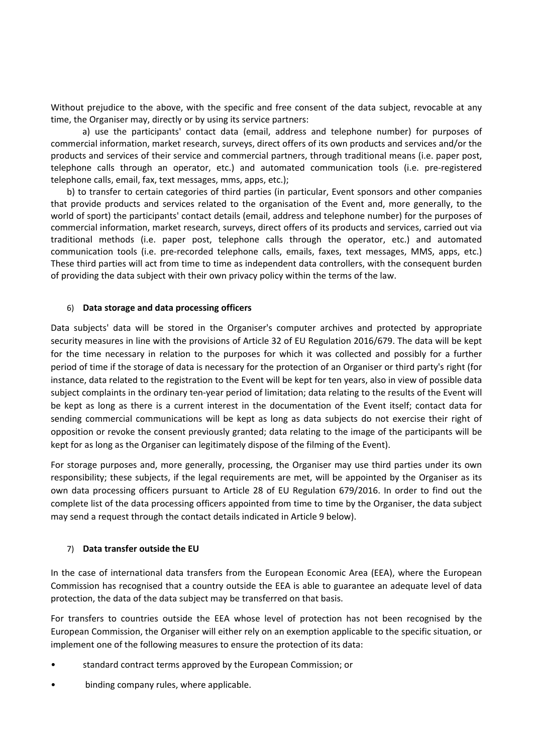Without prejudice to the above, with the specific and free consent of the data subject, revocable at any time, the Organiser may, directly or by using its service partners:

a) use the participants' contact data (email, address and telephone number) for purposes of commercial information, market research, surveys, direct offers of its own products and services and/or the products and services of their service and commercial partners, through traditional means (i.e. paper post, telephone calls through an operator, etc.) and automated communication tools (i.e. pre-registered telephone calls, email, fax, text messages, mms, apps, etc.);

b) to transfer to certain categories of third parties (in particular, Event sponsors and other companies that provide products and services related to the organisation of the Event and, more generally, to the world of sport) the participants' contact details (email, address and telephone number) for the purposes of commercial information, market research, surveys, direct offers of its products and services, carried out via traditional methods (i.e. paper post, telephone calls through the operator, etc.) and automated communication tools (i.e. pre-recorded telephone calls, emails, faxes, text messages, MMS, apps, etc.) These third parties will act from time to time as independent data controllers, with the consequent burden of providing the data subject with their own privacy policy within the terms of the law.

## 6) Data storage and data processing officers

Data subjects' data will be stored in the Organiser's computer archives and protected by appropriate security measures in line with the provisions of Article 32 of EU Regulation 2016/679. The data will be kept for the time necessary in relation to the purposes for which it was collected and possibly for a further period of time if the storage of data is necessary for the protection of an Organiser or third party's right (for instance, data related to the registration to the Event will be kept for ten years, also in view of possible data subject complaints in the ordinary ten-year period of limitation; data relating to the results of the Event will be kept as long as there is a current interest in the documentation of the Event itself; contact data for sending commercial communications will be kept as long as data subjects do not exercise their right of opposition or revoke the consent previously granted; data relating to the image of the participants will be kept for as long as the Organiser can legitimately dispose of the filming of the Event).

For storage purposes and, more generally, processing, the Organiser may use third parties under its own responsibility; these subjects, if the legal requirements are met, will be appointed by the Organiser as its own data processing officers pursuant to Article 28 of EU Regulation 679/2016. In order to find out the complete list of the data processing officers appointed from time to time by the Organiser, the data subject may send a request through the contact details indicated in Article 9 below).

## 7) Data transfer outside the EU

In the case of international data transfers from the European Economic Area (EEA), where the European Commission has recognised that a country outside the EEA is able to guarantee an adequate level of data protection, the data of the data subject may be transferred on that basis.

For transfers to countries outside the EEA whose level of protection has not been recognised by the European Commission, the Organiser will either rely on an exemption applicable to the specific situation, or implement one of the following measures to ensure the protection of its data:

- standard contract terms approved by the European Commission; or
- binding company rules, where applicable.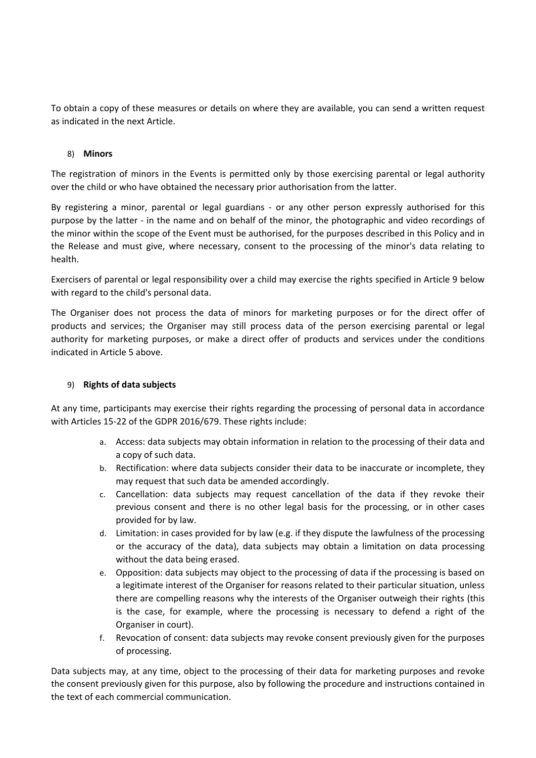To obtain a copy of these measures or details on where they are available, you can send a written request as indicated in the next Article.

## 8) **Minors**

The registration of minors in the Events is permitted only by those exercising parental or legal authority over the child or who have obtained the necessary prior authorisation from the latter.

By registering a minor, parental or legal guardians - or any other person expressly authorised for this purpose by the latter - in the name and on behalf of the minor, the photographic and video recordings of the minor within the scope of the Event must be authorised, for the purposes described in this Policy and in the Release and must give, where necessary, consent to the processing of the minor's data relating to health.

Exercisers of parental or legal responsibility over a child may exercise the rights specified in Article 9 below with regard to the child's personal data.

The Organiser does not process the data of minors for marketing purposes or for the direct offer of products and services; the Organiser may still process data of the person exercising parental or legal authority for marketing purposes, or make a direct offer of products and services under the conditions indicated in Article 5 above.

## 9) **Rights of data subjects**

At any time, participants may exercise their rights regarding the processing of personal data in accordance with Articles 15-22 of the GDPR 2016/679. These rights include:

a. Access: data subjects may obtain information in relation to the processing of their data and a copy of such data.
b. Rectification: where data subjects consider their data to be inaccurate or incomplete, they may request that such data be amended accordingly.
c. Cancellation: data subjects may request cancellation of the data if they revoke their previous consent and there is no other legal basis for the processing, or in other cases provided for by law.
d. Limitation: in cases provided for by law (e.g. if they dispute the lawfulness of the processing or the accuracy of the data), data subjects may obtain a limitation on data processing without the data being erased.
e. Opposition: data subjects may object to the processing of data if the processing is based on a legitimate interest of the Organiser for reasons related to their particular situation, unless there are compelling reasons why the interests of the Organiser outweigh their rights (this is the case, for example, where the processing is necessary to defend a right of the Organiser in court).
f. Revocation of consent: data subjects may revoke consent previously given for the purposes of processing.

Data subjects may, at any time, object to the processing of their data for marketing purposes and revoke the consent previously given for this purpose, also by following the procedure and instructions contained in the text of each commercial communication.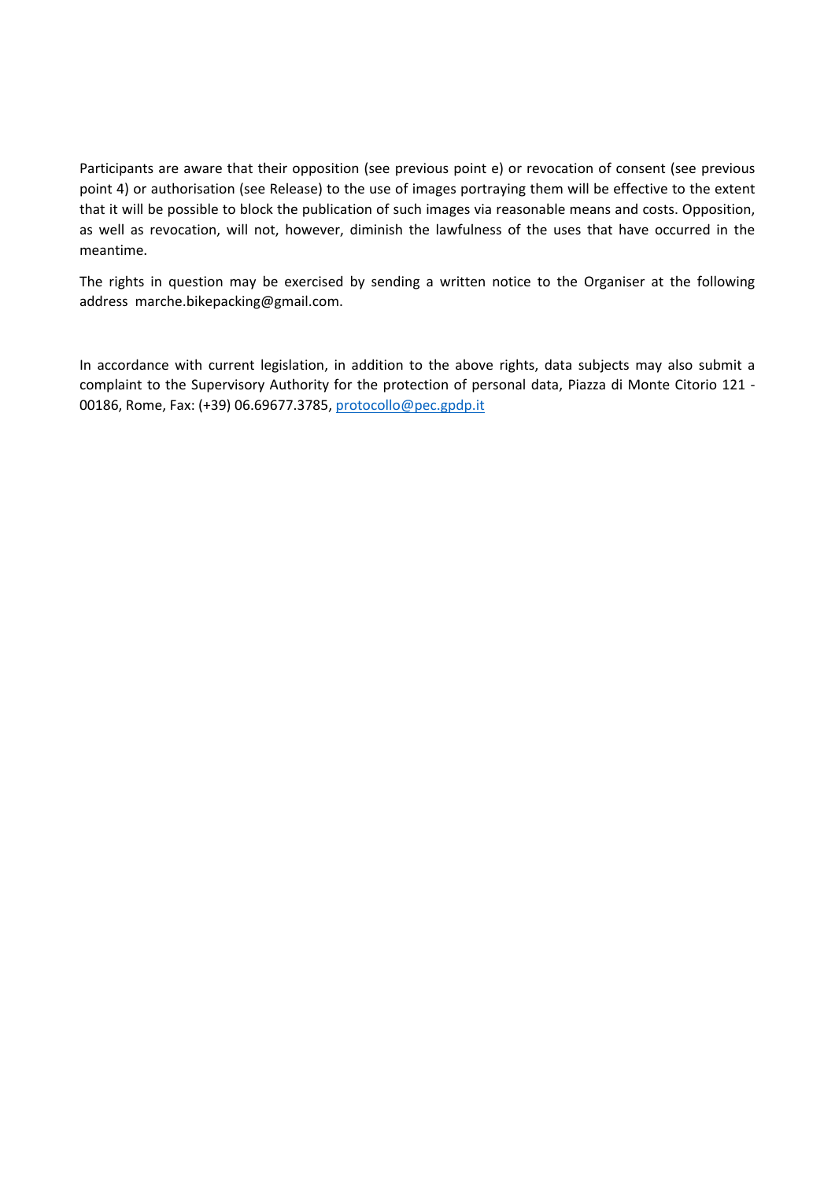Participants are aware that their opposition (see previous point e) or revocation of consent (see previous point 4) or authorisation (see Release) to the use of images portraying them will be effective to the extent that it will be possible to block the publication of such images via reasonable means and costs. Opposition, as well as revocation, will not, however, diminish the lawfulness of the uses that have occurred in the meantime.

The rights in question may be exercised by sending a written notice to the Organiser at the following address marche.bikepacking@gmail.com.

In accordance with current legislation, in addition to the above rights, data subjects may also submit a complaint to the Supervisory Authority for the protection of personal data, Piazza di Monte Citorio 121 - 00186, Rome, Fax: (+39) 06.69677.3785, protocollo@pec.gpdp.it